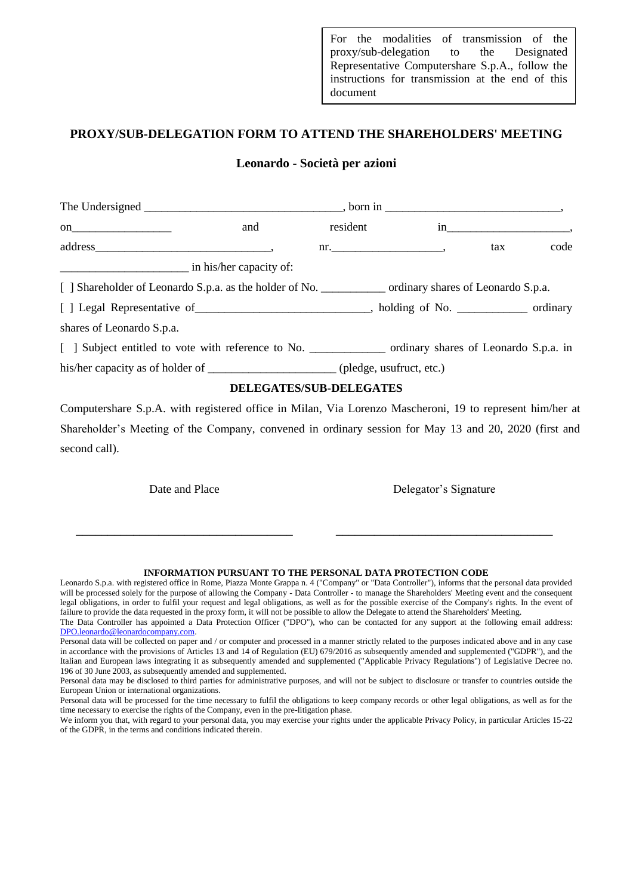For the modalities of transmission of the proxy/sub-delegation to the Designated Representative Computershare S.p.A., follow the instructions for transmission at the end of this document

## PROXY/SUB-DELEGATION FORM TO ATTEND THE SHAREHOLDERS' MEETING

### Leonardo - Società per azioni

The Undersigned ________________________________, born in ____________________________, on_________________ and resident in_____________________, address_____________________________, nr.___________________, tax code _____________________ in his/her capacity of:

[ ] Shareholder of Leonardo S.p.a. as the holder of No. __________ ordinary shares of Leonardo S.p.a.

[ ] Legal Representative of_____________________________, holding of No. ____________ ordinary shares of Leonardo S.p.a.

[ ] Subject entitled to vote with reference to No. ____________ ordinary shares of Leonardo S.p.a. in his/her capacity as of holder of _____________________ (pledge, usufruct, etc.)

**DELEGATES/SUB-DELEGATES**

Computershare S.p.A. with registered office in Milan, Via Lorenzo Mascheroni, 19 to represent him/her at Shareholder's Meeting of the Company, convened in ordinary session for May 13 and 20, 2020 (first and second call).

Date and Place

___________________________________

Delegator's Signature

___________________________________

**INFORMATION PURSUANT TO THE PERSONAL DATA PROTECTION CODE**

Leonardo S.p.a. with registered office in Rome, Piazza Monte Grappa n. 4 ("Company" or "Data Controller"), informs that the personal data provided will be processed solely for the purpose of allowing the Company - Data Controller - to manage the Shareholders' Meeting event and the consequent legal obligations, in order to fulfil your request and legal obligations, as well as for the possible exercise of the Company's rights. In the event of failure to provide the data requested in the proxy form, it will not be possible to allow the Delegate to attend the Shareholders' Meeting.

The Data Controller has appointed a Data Protection Officer ("DPO"), who can be contacted for any support at the following email address: DPO.leonardo@leonardocompany.com.

Personal data will be collected on paper and / or computer and processed in a manner strictly related to the purposes indicated above and in any case in accordance with the provisions of Articles 13 and 14 of Regulation (EU) 679/2016 as subsequently amended and supplemented ("GDPR"), and the Italian and European laws integrating it as subsequently amended and supplemented ("Applicable Privacy Regulations") of Legislative Decree no. 196 of 30 June 2003, as subsequently amended and supplemented.

Personal data may be disclosed to third parties for administrative purposes, and will not be subject to disclosure or transfer to countries outside the European Union or international organizations.

Personal data will be processed for the time necessary to fulfil the obligations to keep company records or other legal obligations, as well as for the time necessary to exercise the rights of the Company, even in the pre-litigation phase.

We inform you that, with regard to your personal data, you may exercise your rights under the applicable Privacy Policy, in particular Articles 15-22 of the GDPR, in the terms and conditions indicated therein.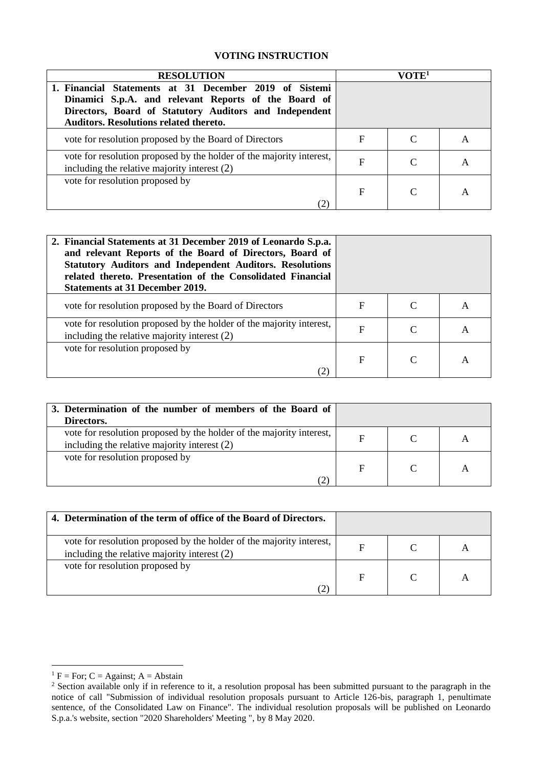**VOTING INSTRUCTION**

| RESOLUTION | VOTE[1] | | |
|---|---|---|---|
| **1. Financial Statements at 31 December 2019 of Sistemi Dinamici S.p.A. and relevant Reports of the Board of Directors, Board of Statutory Auditors and Independent Auditors. Resolutions related thereto.** | | | |
| vote for resolution proposed by the Board of Directors | F | C | A |
| vote for resolution proposed by the holder of the majority interest, including the relative majority interest (2) | F | C | A |
| vote for resolution proposed by (2) | F | C | A |

| | | | |
|---|---|---|---|
| **2. Financial Statements at 31 December 2019 of Leonardo S.p.a. and relevant Reports of the Board of Directors, Board of Statutory Auditors and Independent Auditors. Resolutions related thereto. Presentation of the Consolidated Financial Statements at 31 December 2019.** | | | |
| vote for resolution proposed by the Board of Directors | F | C | A |
| vote for resolution proposed by the holder of the majority interest, including the relative majority interest (2) | F | C | A |
| vote for resolution proposed by (2) | F | C | A |

| | | | |
|---|---|---|---|
| **3. Determination of the number of members of the Board of Directors.** | | | |
| vote for resolution proposed by the holder of the majority interest, including the relative majority interest (2) | F | C | A |
| vote for resolution proposed by (2) | F | C | A |

| | | | |
|---|---|---|---|
| **4. Determination of the term of office of the Board of Directors.** | | | |
| vote for resolution proposed by the holder of the majority interest, including the relative majority interest (2) | F | C | A |
| vote for resolution proposed by (2) | F | C | A |

[1] F = For; C = Against; A = Abstain

[2] Section available only if in reference to it, a resolution proposal has been submitted pursuant to the paragraph in the notice of call "Submission of individual resolution proposals pursuant to Article 126-bis, paragraph 1, penultimate sentence, of the Consolidated Law on Finance". The individual resolution proposals will be published on Leonardo S.p.a.'s website, section "2020 Shareholders' Meeting ", by 8 May 2020.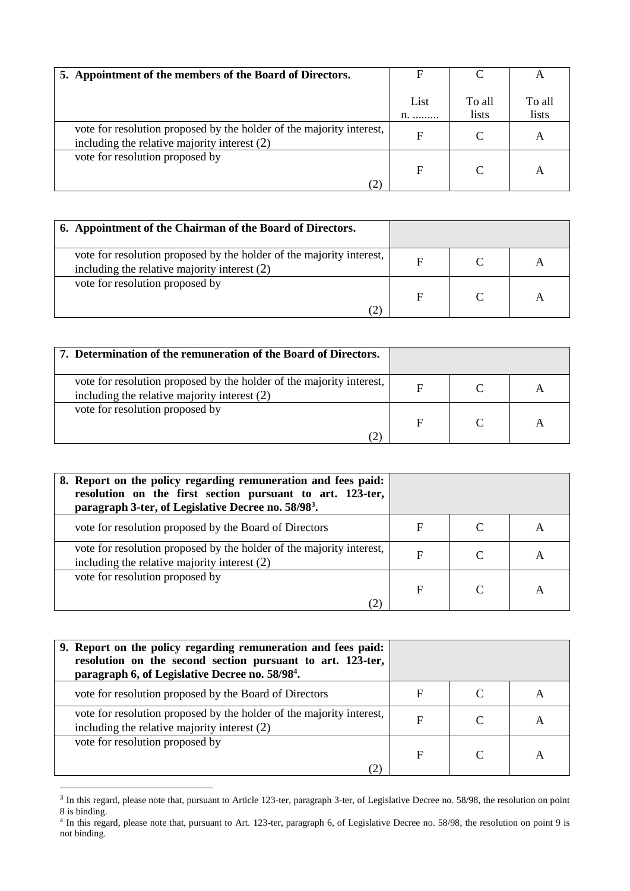| **5. Appointment of the members of the Board of Directors.** | F<br><br>List n. ......... | C<br><br>To all lists | A<br><br>To all lists |
|---|---|---|---|
| vote for resolution proposed by the holder of the majority interest, including the relative majority interest (2) | F | C | A |
| vote for resolution proposed by (2) | F | C | A |

| **6. Appointment of the Chairman of the Board of Directors.** | | | |
|---|---|---|---|
| vote for resolution proposed by the holder of the majority interest, including the relative majority interest (2) | F | C | A |
| vote for resolution proposed by (2) | F | C | A |

| **7. Determination of the remuneration of the Board of Directors.** | | | |
|---|---|---|---|
| vote for resolution proposed by the holder of the majority interest, including the relative majority interest (2) | F | C | A |
| vote for resolution proposed by (2) | F | C | A |

| **8. Report on the policy regarding remuneration and fees paid: resolution on the first section pursuant to art. 123-ter, paragraph 3-ter, of Legislative Decree no. 58/98[3].** | | | |
|---|---|---|---|
| vote for resolution proposed by the Board of Directors | F | C | A |
| vote for resolution proposed by the holder of the majority interest, including the relative majority interest (2) | F | C | A |
| vote for resolution proposed by (2) | F | C | A |

| **9. Report on the policy regarding remuneration and fees paid: resolution on the second section pursuant to art. 123-ter, paragraph 6, of Legislative Decree no. 58/98[4].** | | | |
|---|---|---|---|
| vote for resolution proposed by the Board of Directors | F | C | A |
| vote for resolution proposed by the holder of the majority interest, including the relative majority interest (2) | F | C | A |
| vote for resolution proposed by (2) | F | C | A |

[3] In this regard, please note that, pursuant to Article 123-ter, paragraph 3-ter, of Legislative Decree no. 58/98, the resolution on point 8 is binding.

[4] In this regard, please note that, pursuant to Art. 123-ter, paragraph 6, of Legislative Decree no. 58/98, the resolution on point 9 is not binding.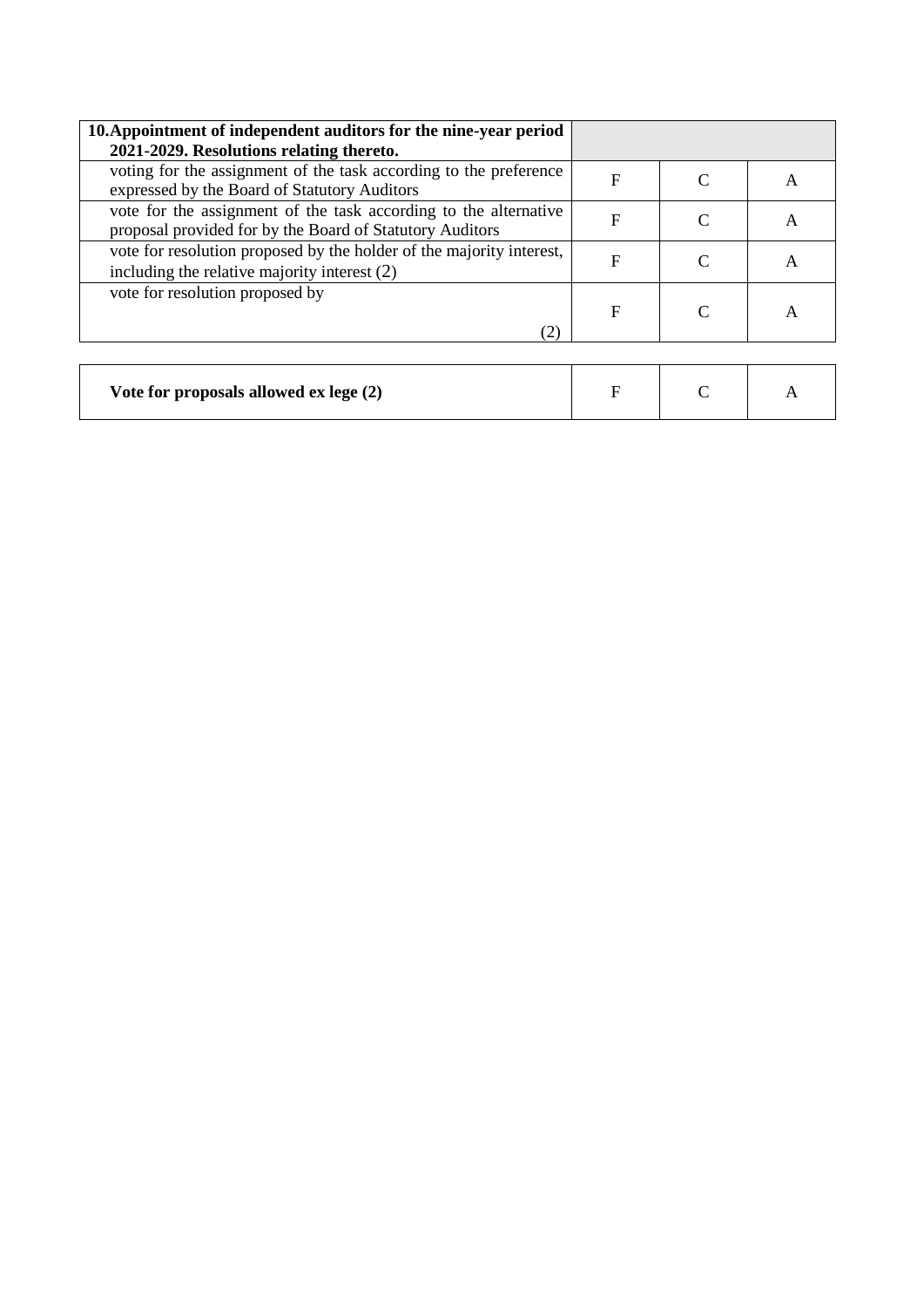| **10. Appointment of independent auditors for the nine-year period 2021-2029. Resolutions relating thereto.** | | | |
| --- | --- | --- | --- |
| voting for the assignment of the task according to the preference expressed by the Board of Statutory Auditors | F | C | A |
| vote for the assignment of the task according to the alternative proposal provided for by the Board of Statutory Auditors | F | C | A |
| vote for resolution proposed by the holder of the majority interest, including the relative majority interest (2) | F | C | A |
| vote for resolution proposed by (2) | F | C | A |

| **Vote for proposals allowed ex lege (2)** | F | C | A |
| --- | --- | --- | --- |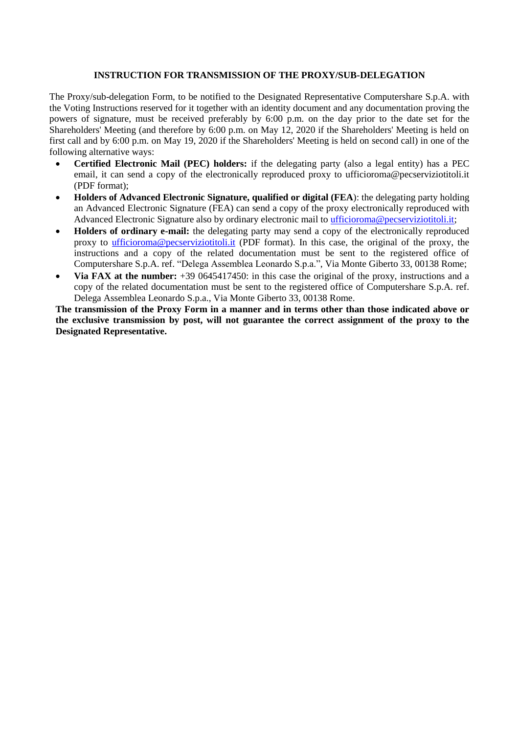## INSTRUCTION FOR TRANSMISSION OF THE PROXY/SUB-DELEGATION

The Proxy/sub-delegation Form, to be notified to the Designated Representative Computershare S.p.A. with the Voting Instructions reserved for it together with an identity document and any documentation proving the powers of signature, must be received preferably by 6:00 p.m. on the day prior to the date set for the Shareholders' Meeting (and therefore by 6:00 p.m. on May 12, 2020 if the Shareholders' Meeting is held on first call and by 6:00 p.m. on May 19, 2020 if the Shareholders' Meeting is held on second call) in one of the following alternative ways:

- **Certified Electronic Mail (PEC) holders:** if the delegating party (also a legal entity) has a PEC email, it can send a copy of the electronically reproduced proxy to ufficioroma@pecserviziotitoli.it (PDF format);
- **Holders of Advanced Electronic Signature, qualified or digital (FEA)**: the delegating party holding an Advanced Electronic Signature (FEA) can send a copy of the proxy electronically reproduced with Advanced Electronic Signature also by ordinary electronic mail to ufficioroma@pecserviziotitoli.it;
- **Holders of ordinary e-mail:** the delegating party may send a copy of the electronically reproduced proxy to ufficioroma@pecserviziotitoli.it (PDF format). In this case, the original of the proxy, the instructions and a copy of the related documentation must be sent to the registered office of Computershare S.p.A. ref. "Delega Assemblea Leonardo S.p.a.", Via Monte Giberto 33, 00138 Rome;
- **Via FAX at the number:** +39 0645417450: in this case the original of the proxy, instructions and a copy of the related documentation must be sent to the registered office of Computershare S.p.A. ref. Delega Assemblea Leonardo S.p.a., Via Monte Giberto 33, 00138 Rome.

**The transmission of the Proxy Form in a manner and in terms other than those indicated above or the exclusive transmission by post, will not guarantee the correct assignment of the proxy to the Designated Representative.**